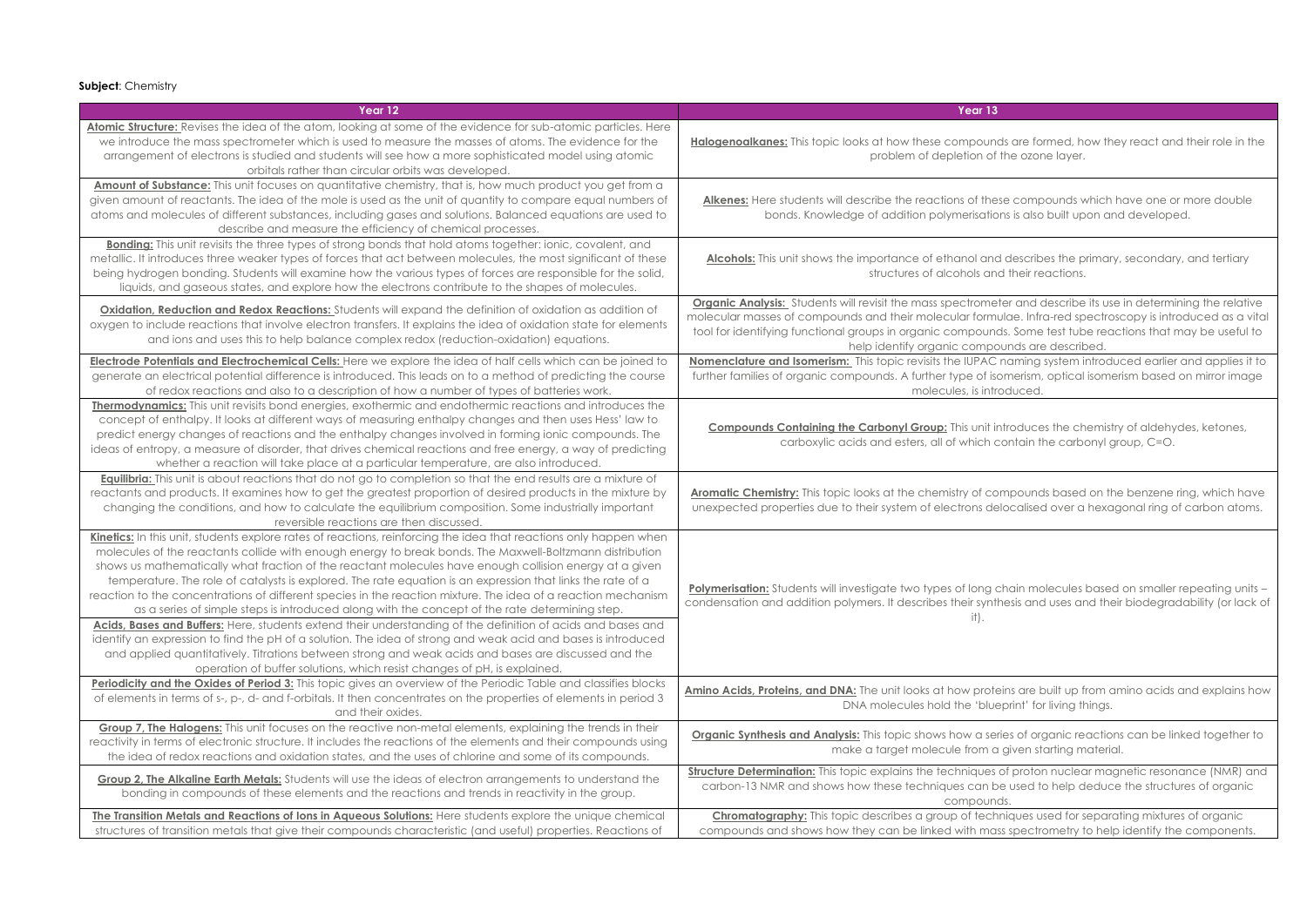**Subject**: Chemistry

| Year 12 | Year 13 |
|---|---|
| **Atomic Structure:** Revises the idea of the atom, looking at some of the evidence for sub-atomic particles. Here we introduce the mass spectrometer which is used to measure the masses of atoms. The evidence for the arrangement of electrons is studied and students will see how a more sophisticated model using atomic orbitals rather than circular orbits was developed. | **Halogenoalkanes:** This topic looks at how these compounds are formed, how they react and their role in the problem of depletion of the ozone layer. |
| **Amount of Substance:** This unit focuses on quantitative chemistry, that is, how much product you get from a given amount of reactants. The idea of the mole is used as the unit of quantity to compare equal numbers of atoms and molecules of different substances, including gases and solutions. Balanced equations are used to describe and measure the efficiency of chemical processes. | **Alkenes:** Here students will describe the reactions of these compounds which have one or more double bonds. Knowledge of addition polymerisations is also built upon and developed. |
| **Bonding:** This unit revisits the three types of strong bonds that hold atoms together: ionic, covalent, and metallic. It introduces three weaker types of forces that act between molecules, the most significant of these being hydrogen bonding. Students will examine how the various types of forces are responsible for the solid, liquids, and gaseous states, and explore how the electrons contribute to the shapes of molecules. | **Alcohols:** This unit shows the importance of ethanol and describes the primary, secondary, and tertiary structures of alcohols and their reactions. |
| **Oxidation, Reduction and Redox Reactions:** Students will expand the definition of oxidation as addition of oxygen to include reactions that involve electron transfers. It explains the idea of oxidation state for elements and ions and uses this to help balance complex redox (reduction-oxidation) equations. | **Organic Analysis:** Students will revisit the mass spectrometer and describe its use in determining the relative molecular masses of compounds and their molecular formulae. Infra-red spectroscopy is introduced as a vital tool for identifying functional groups in organic compounds. Some test tube reactions that may be useful to help identify organic compounds are described. |
| **Electrode Potentials and Electrochemical Cells:** Here we explore the idea of half cells which can be joined to generate an electrical potential difference is introduced. This leads on to a method of predicting the course of redox reactions and also to a description of how a number of types of batteries work. | **Nomenclature and Isomerism:** This topic revisits the IUPAC naming system introduced earlier and applies it to further families of organic compounds. A further type of isomerism, optical isomerism based on mirror image molecules, is introduced. |
| **Thermodynamics:** This unit revisits bond energies, exothermic and endothermic reactions and introduces the concept of enthalpy. It looks at different ways of measuring enthalpy changes and then uses Hess' law to predict energy changes of reactions and the enthalpy changes involved in forming ionic compounds. The ideas of entropy, a measure of disorder, that drives chemical reactions and free energy, a way of predicting whether a reaction will take place at a particular temperature, are also introduced. | **Compounds Containing the Carbonyl Group:** This unit introduces the chemistry of aldehydes, ketones, carboxylic acids and esters, all of which contain the carbonyl group, C=O. |
| **Equilibria:** This unit is about reactions that do not go to completion so that the end results are a mixture of reactants and products. It examines how to get the greatest proportion of desired products in the mixture by changing the conditions, and how to calculate the equilibrium composition. Some industrially important reversible reactions are then discussed. | **Aromatic Chemistry:** This topic looks at the chemistry of compounds based on the benzene ring, which have unexpected properties due to their system of electrons delocalised over a hexagonal ring of carbon atoms. |
| **Kinetics:** In this unit, students explore rates of reactions, reinforcing the idea that reactions only happen when molecules of the reactants collide with enough energy to break bonds. The Maxwell-Boltzmann distribution shows us mathematically what fraction of the reactant molecules have enough collision energy at a given temperature. The role of catalysts is explored. The rate equation is an expression that links the rate of a reaction to the concentrations of different species in the reaction mixture. The idea of a reaction mechanism as a series of simple steps is introduced along with the concept of the rate determining step. **Acids, Bases and Buffers:** Here, students extend their understanding of the definition of acids and bases and identify an expression to find the pH of a solution. The idea of strong and weak acid and bases is introduced and applied quantitatively. Titrations between strong and weak acids and bases are discussed and the operation of buffer solutions, which resist changes of pH, is explained. | **Polymerisation:** Students will investigate two types of long chain molecules based on smaller repeating units – condensation and addition polymers. It describes their synthesis and uses and their biodegradability (or lack of it). |
| **Periodicity and the Oxides of Period 3:** This topic gives an overview of the Periodic Table and classifies blocks of elements in terms of s-, p-, d- and f-orbitals. It then concentrates on the properties of elements in period 3 and their oxides. | **Amino Acids, Proteins, and DNA:** The unit looks at how proteins are built up from amino acids and explains how DNA molecules hold the 'blueprint' for living things. |
| **Group 7, The Halogens:** This unit focuses on the reactive non-metal elements, explaining the trends in their reactivity in terms of electronic structure. It includes the reactions of the elements and their compounds using the idea of redox reactions and oxidation states, and the uses of chlorine and some of its compounds. | **Organic Synthesis and Analysis:** This topic shows how a series of organic reactions can be linked together to make a target molecule from a given starting material. |
| **Group 2, The Alkaline Earth Metals:** Students will use the ideas of electron arrangements to understand the bonding in compounds of these elements and the reactions and trends in reactivity in the group. | **Structure Determination:** This topic explains the techniques of proton nuclear magnetic resonance (NMR) and carbon-13 NMR and shows how these techniques can be used to help deduce the structures of organic compounds. |
| **The Transition Metals and Reactions of Ions in Aqueous Solutions:** Here students explore the unique chemical structures of transition metals that give their compounds characteristic (and useful) properties. Reactions of | **Chromatography:** This topic describes a group of techniques used for separating mixtures of organic compounds and shows how they can be linked with mass spectrometry to help identify the components. |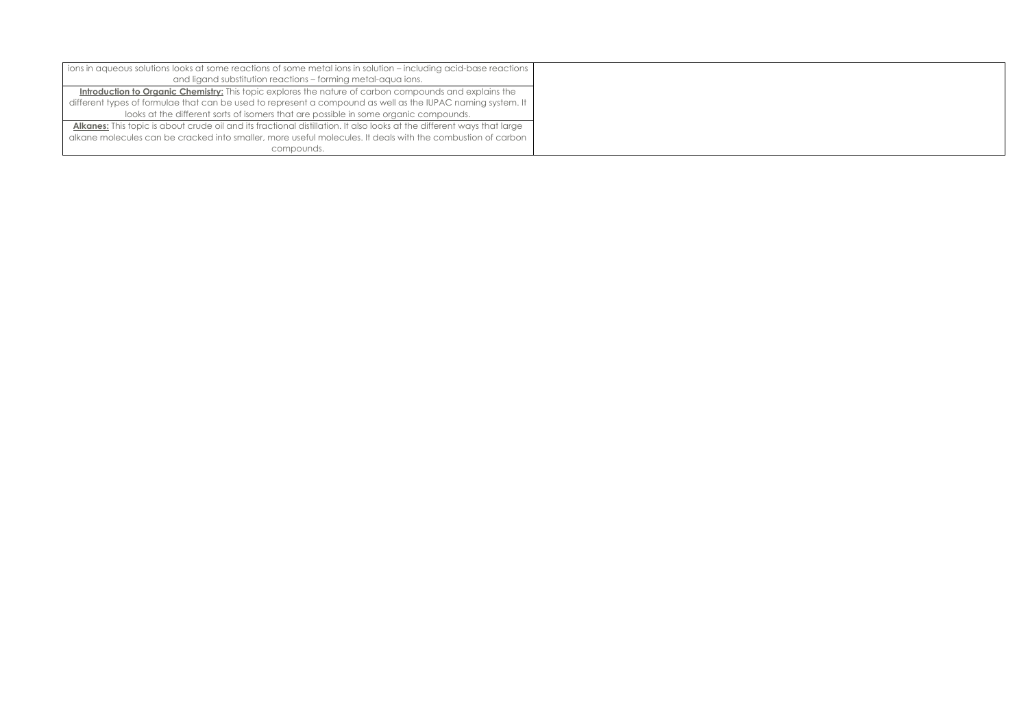| | |
|---|---|
| ions in aqueous solutions looks at some reactions of some metal ions in solution – including acid-base reactions and ligand substitution reactions – forming metal-aqua ions. | |
| **Introduction to Organic Chemistry:** This topic explores the nature of carbon compounds and explains the different types of formulae that can be used to represent a compound as well as the IUPAC naming system. It looks at the different sorts of isomers that are possible in some organic compounds. | |
| **Alkanes:** This topic is about crude oil and its fractional distillation. It also looks at the different ways that large alkane molecules can be cracked into smaller, more useful molecules. It deals with the combustion of carbon compounds. | |